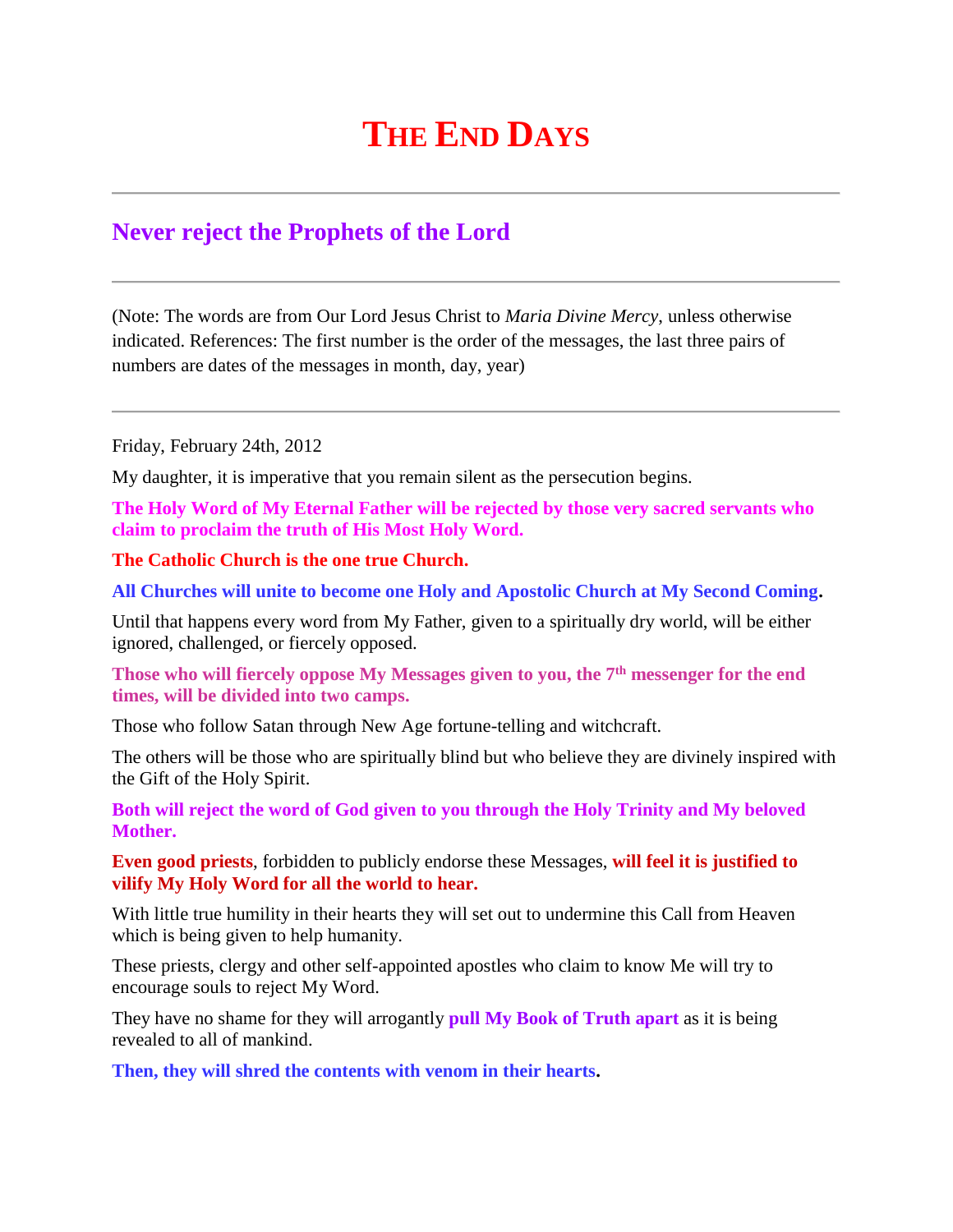# THE END DAYS

---

## Never reject the Prophets of the Lord

---

(Note: The words are from Our Lord Jesus Christ to *Maria Divine Mercy*, unless otherwise indicated. References: The first number is the order of the messages, the last three pairs of numbers are dates of the messages in month, day, year)

---

Friday, February 24th, 2012

My daughter, it is imperative that you remain silent as the persecution begins.

**The Holy Word of My Eternal Father will be rejected by those very sacred servants who claim to proclaim the truth of His Most Holy Word.**

**The Catholic Church is the one true Church.**

**All Churches will unite to become one Holy and Apostolic Church at My Second Coming.**

Until that happens every word from My Father, given to a spiritually dry world, will be either ignored, challenged, or fiercely opposed.

**Those who will fiercely oppose My Messages given to you, the 7th messenger for the end times, will be divided into two camps.**

Those who follow Satan through New Age fortune-telling and witchcraft.

The others will be those who are spiritually blind but who believe they are divinely inspired with the Gift of the Holy Spirit.

**Both will reject the word of God given to you through the Holy Trinity and My beloved Mother.**

**Even good priests**, forbidden to publicly endorse these Messages, **will feel it is justified to vilify My Holy Word for all the world to hear.**

With little true humility in their hearts they will set out to undermine this Call from Heaven which is being given to help humanity.

These priests, clergy and other self-appointed apostles who claim to know Me will try to encourage souls to reject My Word.

They have no shame for they will arrogantly **pull My Book of Truth apart** as it is being revealed to all of mankind.

**Then, they will shred the contents with venom in their hearts.**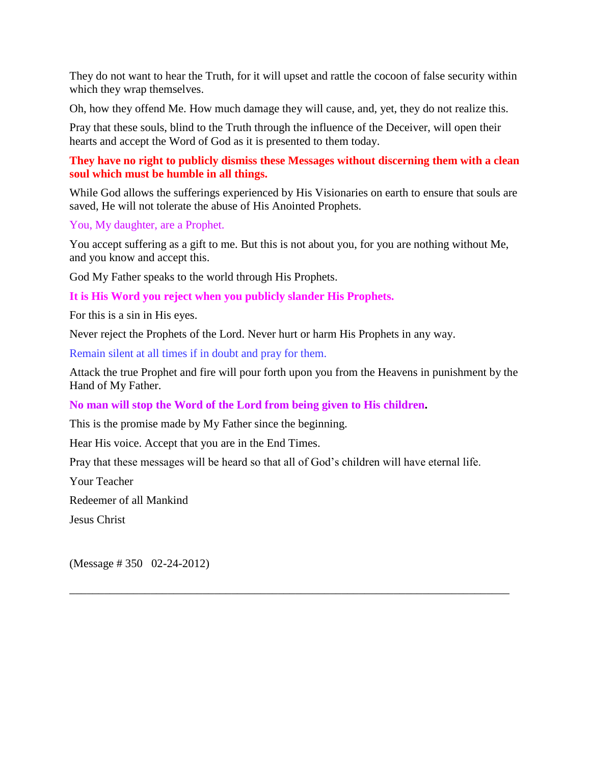They do not want to hear the Truth, for it will upset and rattle the cocoon of false security within which they wrap themselves.

Oh, how they offend Me. How much damage they will cause, and, yet, they do not realize this.

Pray that these souls, blind to the Truth through the influence of the Deceiver, will open their hearts and accept the Word of God as it is presented to them today.

**They have no right to publicly dismiss these Messages without discerning them with a clean soul which must be humble in all things.**

While God allows the sufferings experienced by His Visionaries on earth to ensure that souls are saved, He will not tolerate the abuse of His Anointed Prophets.

You, My daughter, are a Prophet.

You accept suffering as a gift to me. But this is not about you, for you are nothing without Me, and you know and accept this.

God My Father speaks to the world through His Prophets.

**It is His Word you reject when you publicly slander His Prophets.**

For this is a sin in His eyes.

Never reject the Prophets of the Lord. Never hurt or harm His Prophets in any way.

Remain silent at all times if in doubt and pray for them.

Attack the true Prophet and fire will pour forth upon you from the Heavens in punishment by the Hand of My Father.

**No man will stop the Word of the Lord from being given to His children.**

This is the promise made by My Father since the beginning.

Hear His voice. Accept that you are in the End Times.

Pray that these messages will be heard so that all of God's children will have eternal life.

Your Teacher

Redeemer of all Mankind

Jesus Christ

(Message # 350 02-24-2012)

---